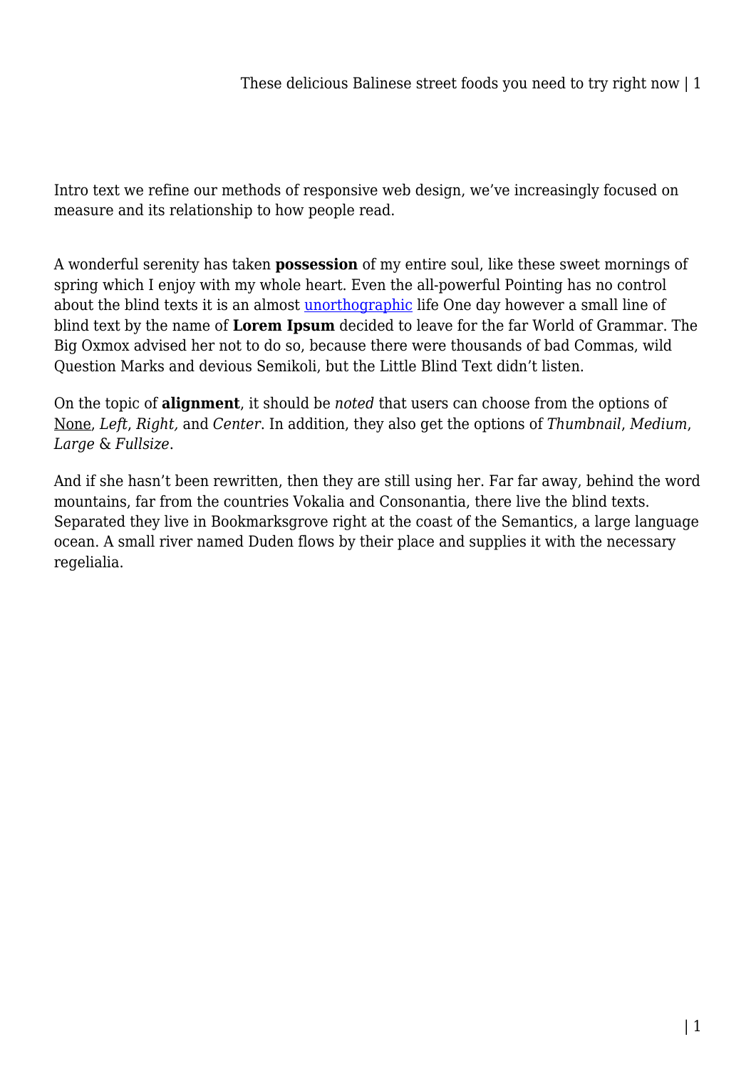Intro text we refine our methods of responsive web design, we've increasingly focused on measure and its relationship to how people read.

A wonderful serenity has taken **possession** of my entire soul, like these sweet mornings of spring which I enjoy with my whole heart. Even the all-powerful Pointing has no control about the blind texts it is an almost unorthographic life One day however a small line of blind text by the name of **Lorem Ipsum** decided to leave for the far World of Grammar. The Big Oxmox advised her not to do so, because there were thousands of bad Commas, wild Question Marks and devious Semikoli, but the Little Blind Text didn't listen.

On the topic of **alignment**, it should be *noted* that users can choose from the options of None, *Left*, *Right,* and *Center*. In addition, they also get the options of *Thumbnail*, *Medium*, *Large* & *Fullsize*.

And if she hasn't been rewritten, then they are still using her. Far far away, behind the word mountains, far from the countries Vokalia and Consonantia, there live the blind texts. Separated they live in Bookmarksgrove right at the coast of the Semantics, a large language ocean. A small river named Duden flows by their place and supplies it with the necessary regelialia.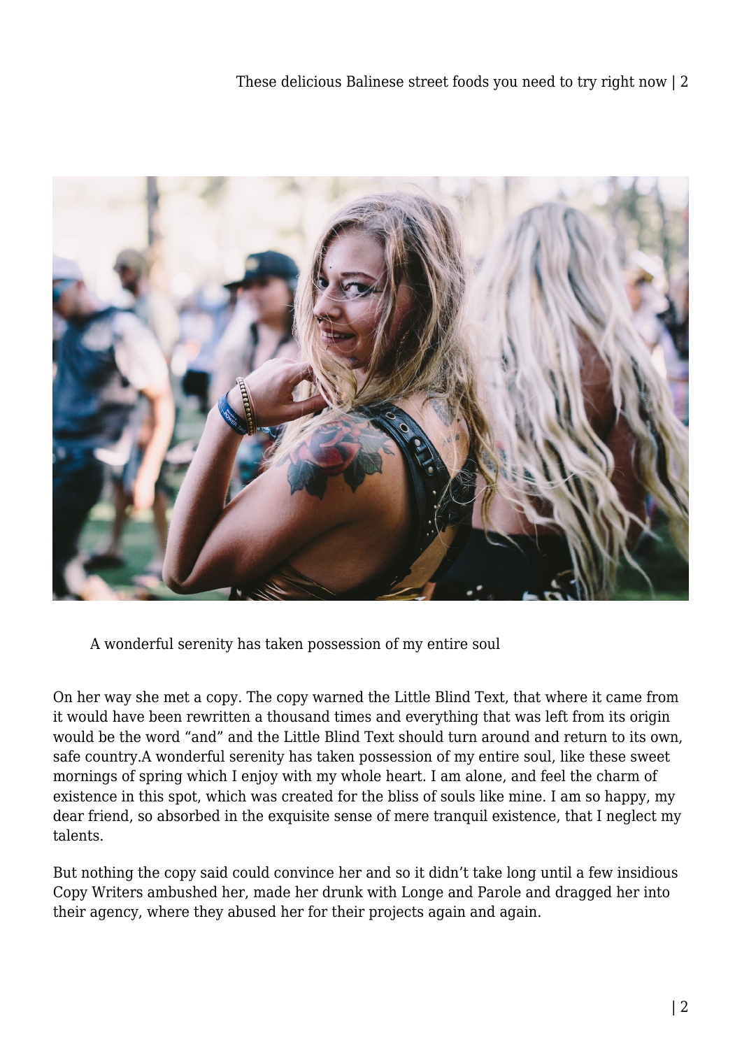A wonderful serenity has taken possession of my entire soul

On her way she met a copy. The copy warned the Little Blind Text, that where it came from it would have been rewritten a thousand times and everything that was left from its origin would be the word “and” and the Little Blind Text should turn around and return to its own, safe country.A wonderful serenity has taken possession of my entire soul, like these sweet mornings of spring which I enjoy with my whole heart. I am alone, and feel the charm of existence in this spot, which was created for the bliss of souls like mine. I am so happy, my dear friend, so absorbed in the exquisite sense of mere tranquil existence, that I neglect my talents.

But nothing the copy said could convince her and so it didn’t take long until a few insidious Copy Writers ambushed her, made her drunk with Longe and Parole and dragged her into their agency, where they abused her for their projects again and again.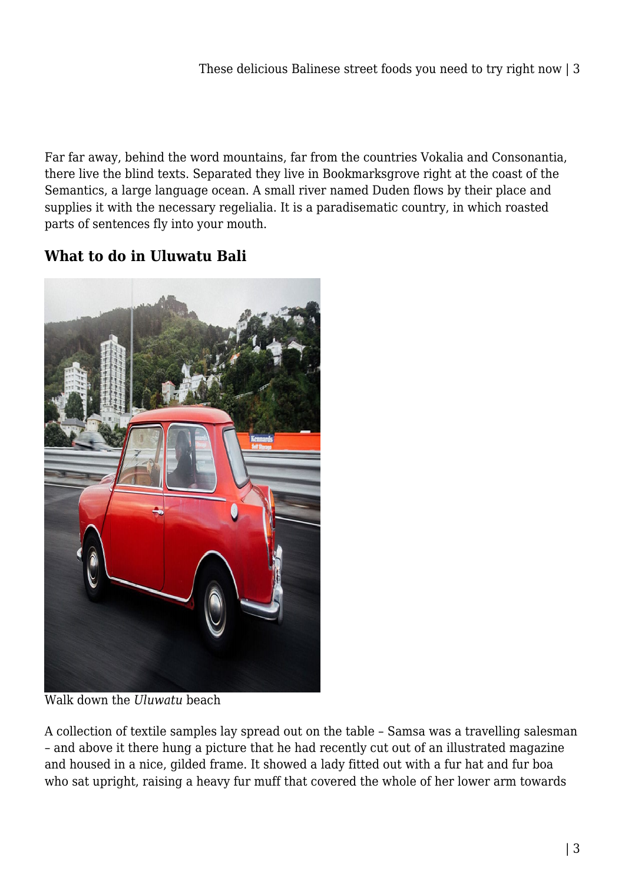Far far away, behind the word mountains, far from the countries Vokalia and Consonantia, there live the blind texts. Separated they live in Bookmarksgrove right at the coast of the Semantics, a large language ocean. A small river named Duden flows by their place and supplies it with the necessary regelialia. It is a paradisematic country, in which roasted parts of sentences fly into your mouth.

### What to do in Uluwatu Bali

Walk down the *Uluwatu* beach

A collection of textile samples lay spread out on the table – Samsa was a travelling salesman – and above it there hung a picture that he had recently cut out of an illustrated magazine and housed in a nice, gilded frame. It showed a lady fitted out with a fur hat and fur boa who sat upright, raising a heavy fur muff that covered the whole of her lower arm towards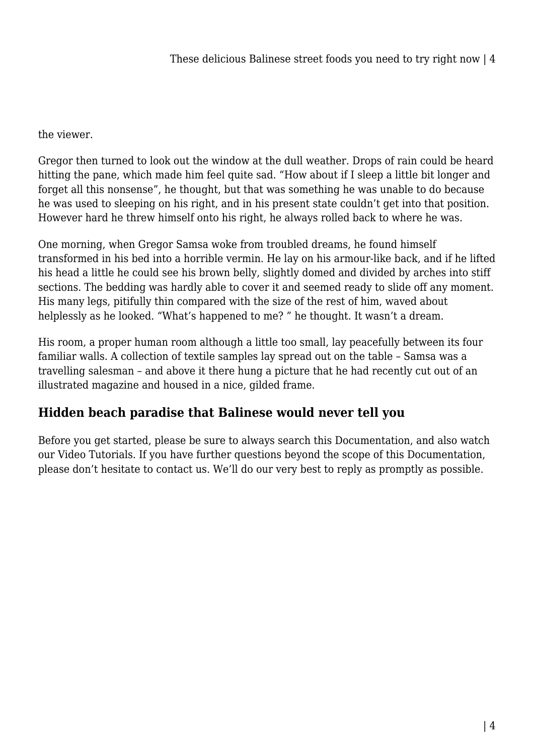the viewer.

Gregor then turned to look out the window at the dull weather. Drops of rain could be heard hitting the pane, which made him feel quite sad. “How about if I sleep a little bit longer and forget all this nonsense”, he thought, but that was something he was unable to do because he was used to sleeping on his right, and in his present state couldn’t get into that position. However hard he threw himself onto his right, he always rolled back to where he was.

One morning, when Gregor Samsa woke from troubled dreams, he found himself transformed in his bed into a horrible vermin. He lay on his armour-like back, and if he lifted his head a little he could see his brown belly, slightly domed and divided by arches into stiff sections. The bedding was hardly able to cover it and seemed ready to slide off any moment. His many legs, pitifully thin compared with the size of the rest of him, waved about helplessly as he looked. “What’s happened to me? ” he thought. It wasn’t a dream.

His room, a proper human room although a little too small, lay peacefully between its four familiar walls. A collection of textile samples lay spread out on the table – Samsa was a travelling salesman – and above it there hung a picture that he had recently cut out of an illustrated magazine and housed in a nice, gilded frame.

## Hidden beach paradise that Balinese would never tell you

Before you get started, please be sure to always search this Documentation, and also watch our Video Tutorials. If you have further questions beyond the scope of this Documentation, please don’t hesitate to contact us. We’ll do our very best to reply as promptly as possible.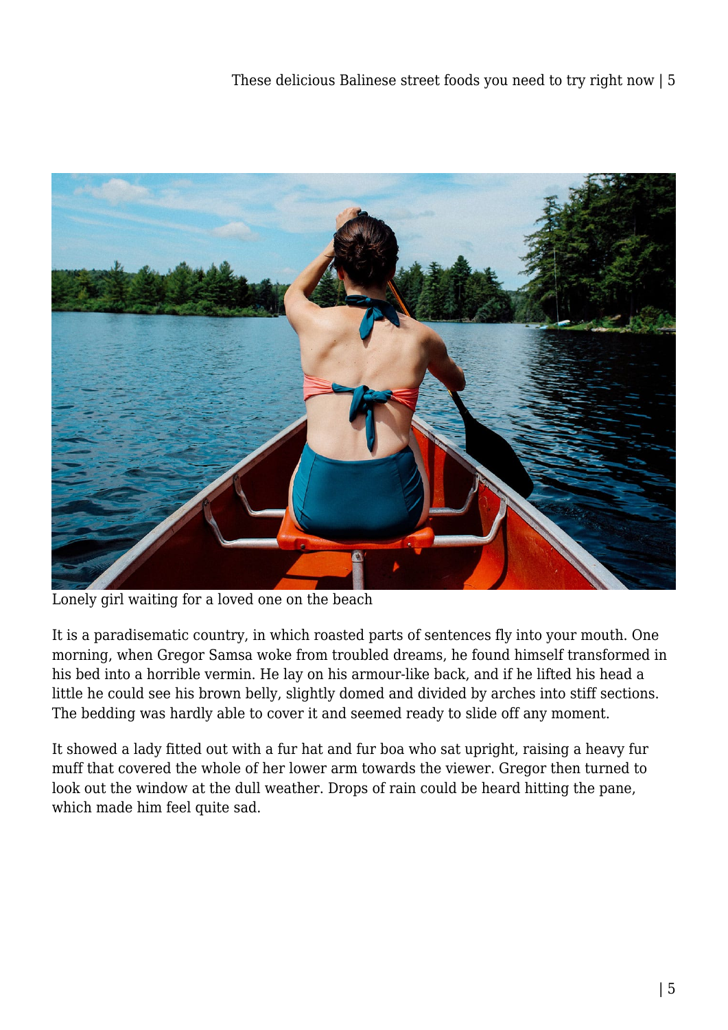Lonely girl waiting for a loved one on the beach

It is a paradisematic country, in which roasted parts of sentences fly into your mouth. One morning, when Gregor Samsa woke from troubled dreams, he found himself transformed in his bed into a horrible vermin. He lay on his armour-like back, and if he lifted his head a little he could see his brown belly, slightly domed and divided by arches into stiff sections. The bedding was hardly able to cover it and seemed ready to slide off any moment.

It showed a lady fitted out with a fur hat and fur boa who sat upright, raising a heavy fur muff that covered the whole of her lower arm towards the viewer. Gregor then turned to look out the window at the dull weather. Drops of rain could be heard hitting the pane, which made him feel quite sad.